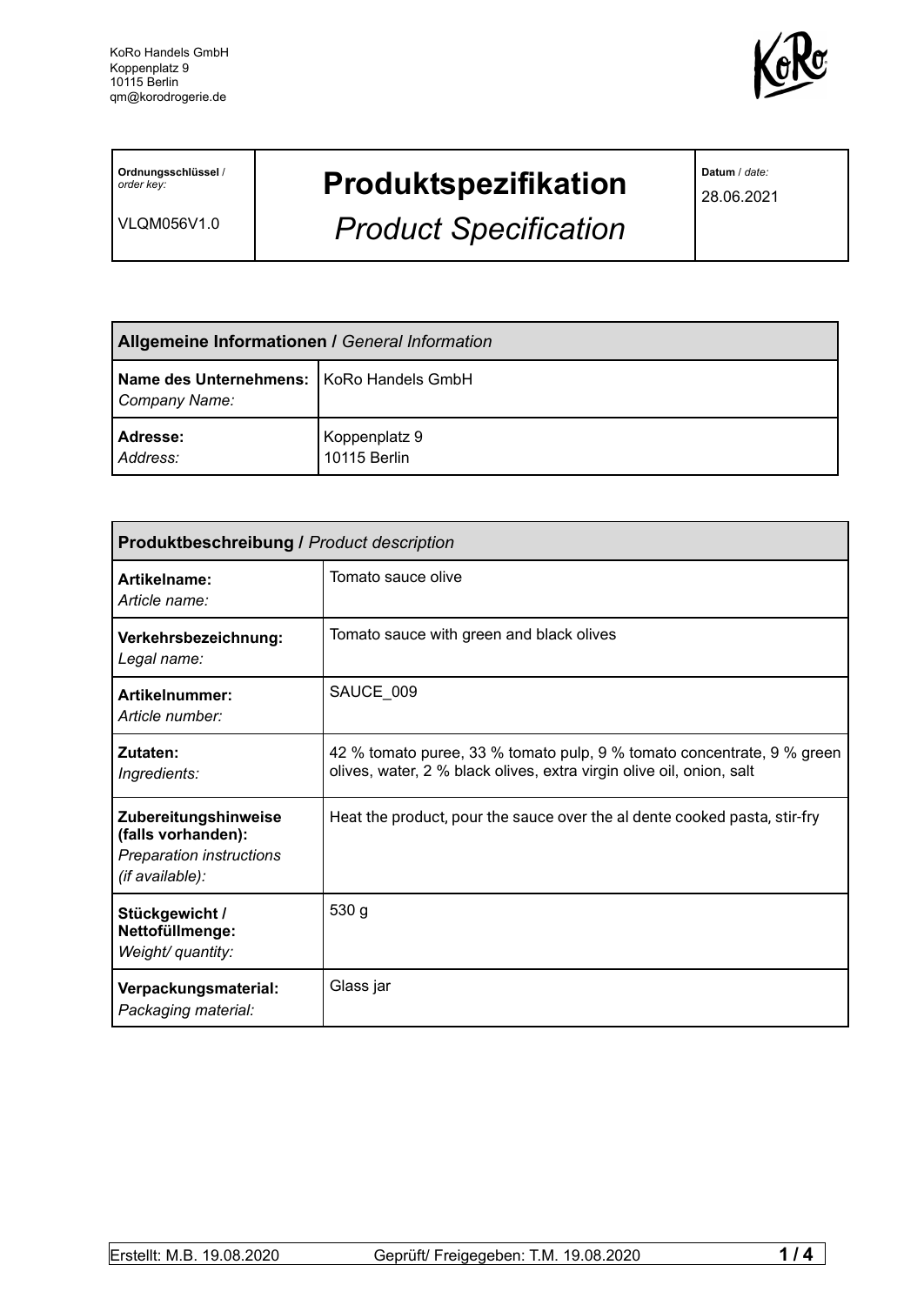KoRo Handels GmbH
Koppenplatz 9
10115 Berlin
qm@korodrogerie.de

| **Ordnungsschlüssel** / *order key:* VLQM056V1.0 | **Produktspezifikation** *Product Specification* | **Datum** / *date:* 28.06.2021 |
|---|---|---|

| **Allgemeine Informationen /** *General Information* | |
|---|---|
| **Name des Unternehmens:** *Company Name:* | KoRo Handels GmbH |
| **Adresse:** *Address:* | Koppenplatz 9 10115 Berlin |

| **Produktbeschreibung /** *Product description* | |
|---|---|
| **Artikelname:** *Article name:* | Tomato sauce olive |
| **Verkehrsbezeichnung:** *Legal name:* | Tomato sauce with green and black olives |
| **Artikelnummer:** *Article number:* | SAUCE_009 |
| **Zutaten:** *Ingredients:* | 42 % tomato puree, 33 % tomato pulp, 9 % tomato concentrate, 9 % green olives, water, 2 % black olives, extra virgin olive oil, onion, salt |
| **Zubereitungshinweise (falls vorhanden):** *Preparation instructions (if available):* | Heat the product, pour the sauce over the al dente cooked pasta, stir-fry |
| **Stückgewicht / Nettofüllmenge:** *Weight/ quantity:* | 530 g |
| **Verpackungsmaterial:** *Packaging material:* | Glass jar |

Erstellt: M.B. 19.08.2020 Geprüft/ Freigegeben: T.M. 19.08.2020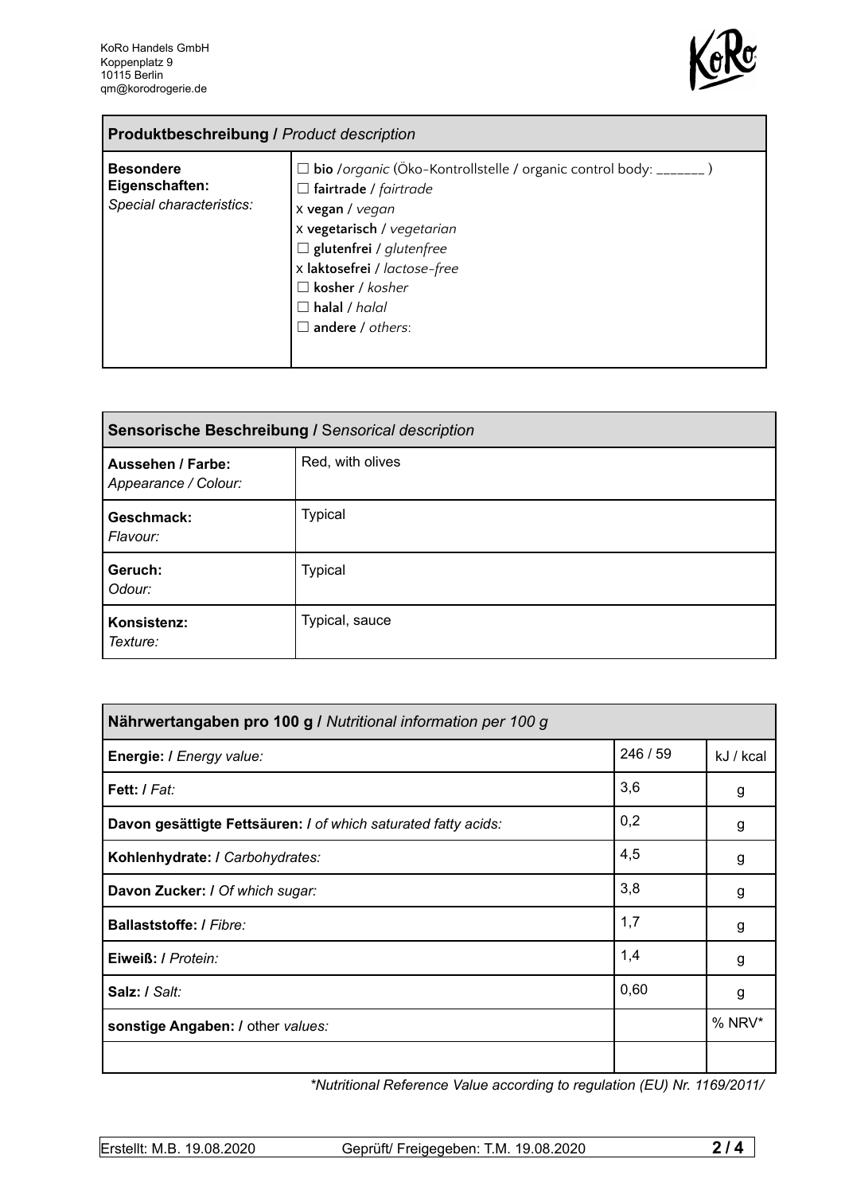| **Produktbeschreibung /** *Product description* | |
|---|---|
| **Besondere Eigenschaften:** *Special characteristics:* | ☐ **bio** /*organic* (Öko-Kontrollstelle / organic control body: _______ )<br>☐ **fairtrade** / *fairtrade*<br>x **vegan** / *vegan*<br>x **vegetarisch** / *vegetarian*<br>☐ **glutenfrei** / *glutenfree*<br>x **laktosefrei** / *lactose-free*<br>☐ **kosher** / *kosher*<br>☐ **halal** / *halal*<br>☐ **andere** / *others*: |

| **Sensorische Beschreibung /** *Sensorical description* | |
|---|---|
| **Aussehen / Farbe:** *Appearance / Colour:* | Red, with olives |
| **Geschmack:** *Flavour:* | Typical |
| **Geruch:** *Odour:* | Typical |
| **Konsistenz:** *Texture:* | Typical, sauce |

| **Nährwertangaben pro 100 g /** *Nutritional information per 100 g* | | |
|---|---|---|
| **Energie: /** *Energy value:* | 246 / 59 | kJ / kcal |
| **Fett: /** *Fat:* | 3,6 | g |
| **Davon gesättigte Fettsäuren: /** *of which saturated fatty acids:* | 0,2 | g |
| **Kohlenhydrate: /** *Carbohydrates:* | 4,5 | g |
| **Davon Zucker: /** *Of which sugar:* | 3,8 | g |
| **Ballaststoffe: /** *Fibre:* | 1,7 | g |
| **Eiweiß: /** *Protein:* | 1,4 | g |
| **Salz: /** *Salt:* | 0,60 | g |
| **sonstige Angaben: /** other *values:* | | % NRV* |
| | | |

*\*Nutritional Reference Value according to regulation (EU) Nr. 1169/2011/*

Erstellt: M.B. 19.08.2020 | Geprüft/ Freigegeben: T.M. 19.08.2020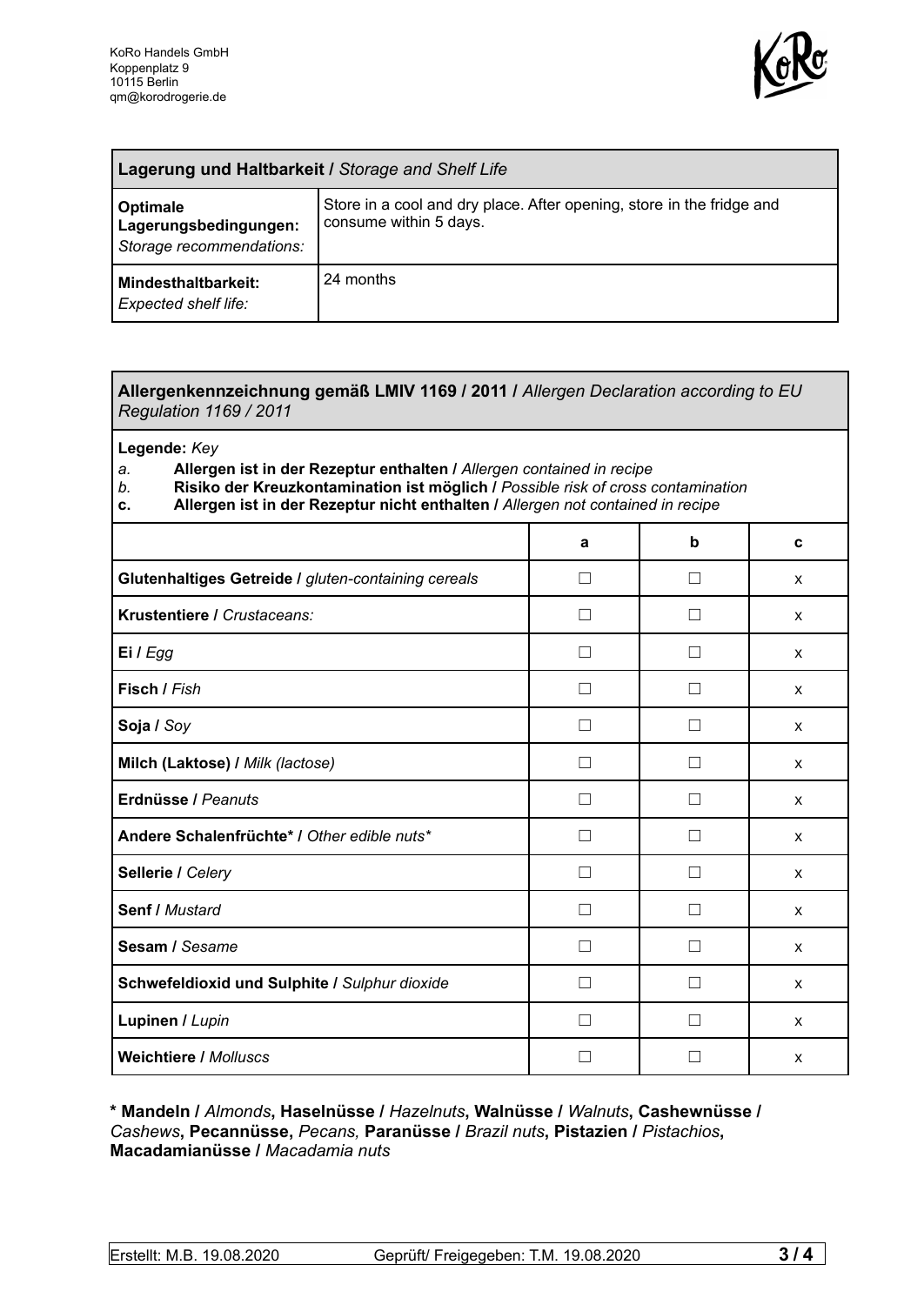KoRo Handels GmbH
Koppenplatz 9
10115 Berlin
qm@korodrogerie.de

| **Lagerung und Haltbarkeit /** *Storage and Shelf Life* | |
|---|---|
| **Optimale Lagerungsbedingungen:** *Storage recommendations:* | Store in a cool and dry place. After opening, store in the fridge and consume within 5 days. |
| **Mindesthaltbarkeit:** *Expected shelf life:* | 24 months |

**Allergenkennzeichnung gemäß LMIV 1169 / 2011 /** *Allergen Declaration according to EU Regulation 1169 / 2011*

**Legende:** *Key*

*a.* **Allergen ist in der Rezeptur enthalten /** *Allergen contained in recipe*
*b.* **Risiko der Kreuzkontamination ist möglich /** *Possible risk of cross contamination*
**c.** **Allergen ist in der Rezeptur nicht enthalten /** *Allergen not contained in recipe*

| | a | b | c |
|---|---|---|---|
| **Glutenhaltiges Getreide /** *gluten-containing cereals* | ☐ | ☐ | x |
| **Krustentiere /** *Crustaceans:* | ☐ | ☐ | x |
| **Ei /** *Egg* | ☐ | ☐ | x |
| **Fisch /** *Fish* | ☐ | ☐ | x |
| **Soja /** *Soy* | ☐ | ☐ | x |
| **Milch (Laktose) /** *Milk (lactose)* | ☐ | ☐ | x |
| **Erdnüsse /** *Peanuts* | ☐ | ☐ | x |
| **Andere Schalenfrüchte* /** *Other edible nuts** | ☐ | ☐ | x |
| **Sellerie /** *Celery* | ☐ | ☐ | x |
| **Senf /** *Mustard* | ☐ | ☐ | x |
| **Sesam /** *Sesame* | ☐ | ☐ | x |
| **Schwefeldioxid und Sulphite /** *Sulphur dioxide* | ☐ | ☐ | x |
| **Lupinen /** *Lupin* | ☐ | ☐ | x |
| **Weichtiere /** *Molluscs* | ☐ | ☐ | x |

**\* Mandeln /** *Almonds*, **Haselnüsse /** *Hazelnuts*, **Walnüsse /** *Walnuts*, **Cashewnüsse /** *Cashews*, **Pecannüsse,** *Pecans,* **Paranüsse /** *Brazil nuts*, **Pistazien /** *Pistachios*, **Macadamianüsse /** *Macadamia nuts*

Erstellt: M.B. 19.08.2020 | Geprüft/ Freigegeben: T.M. 19.08.2020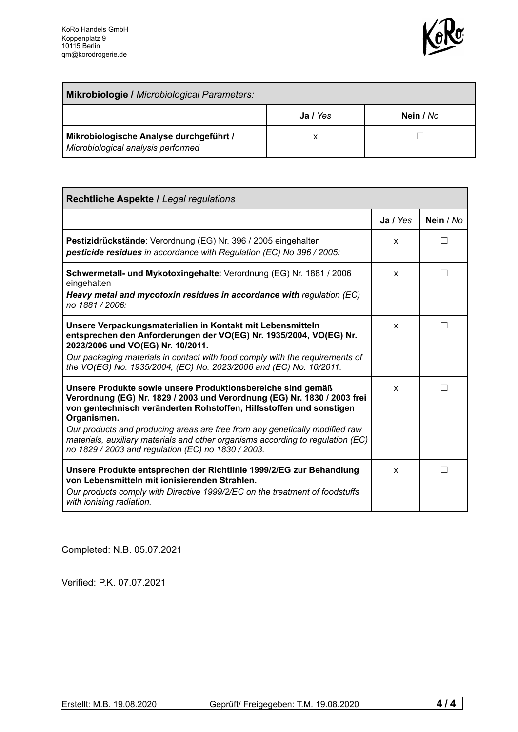| **Mikrobiologie /** *Microbiological Parameters:* | | |
|---|---|---|
| | **Ja /** *Yes* | **Nein /** *No* |
| **Mikrobiologische Analyse durchgeführt /** *Microbiological analysis performed* | x | ☐ |

| **Rechtliche Aspekte /** *Legal regulations* | | |
|---|---|---|
| | **Ja /** *Yes* | **Nein** / *No* |
| **Pestizidrückstände**: Verordnung (EG) Nr. 396 / 2005 eingehalten<br>***pesticide residues*** *in accordance with Regulation (EC) No 396 / 2005:* | x | ☐ |
| **Schwermetall- und Mykotoxingehalte**: Verordnung (EG) Nr. 1881 / 2006 eingehalten<br>***Heavy metal and mycotoxin residues in accordance with*** *regulation (EC) no 1881 / 2006:* | x | ☐ |
| **Unsere Verpackungsmaterialien in Kontakt mit Lebensmitteln entsprechen den Anforderungen der VO(EG) Nr. 1935/2004, VO(EG) Nr. 2023/2006 und VO(EG) Nr. 10/2011.**<br>*Our packaging materials in contact with food comply with the requirements of the VO(EG) No. 1935/2004, (EC) No. 2023/2006 and (EC) No. 10/2011.* | x | ☐ |
| **Unsere Produkte sowie unsere Produktionsbereiche sind gemäß Verordnung (EG) Nr. 1829 / 2003 und Verordnung (EG) Nr. 1830 / 2003 frei von gentechnisch veränderten Rohstoffen, Hilfsstoffen und sonstigen Organismen.**<br>*Our products and producing areas are free from any genetically modified raw materials, auxiliary materials and other organisms according to regulation (EC) no 1829 / 2003 and regulation (EC) no 1830 / 2003.* | x | ☐ |
| **Unsere Produkte entsprechen der Richtlinie 1999/2/EG zur Behandlung von Lebensmitteln mit ionisierenden Strahlen.**<br>*Our products comply with Directive 1999/2/EC on the treatment of foodstuffs with ionising radiation.* | x | ☐ |

Completed: N.B. 05.07.2021

Verified: P.K. 07.07.2021